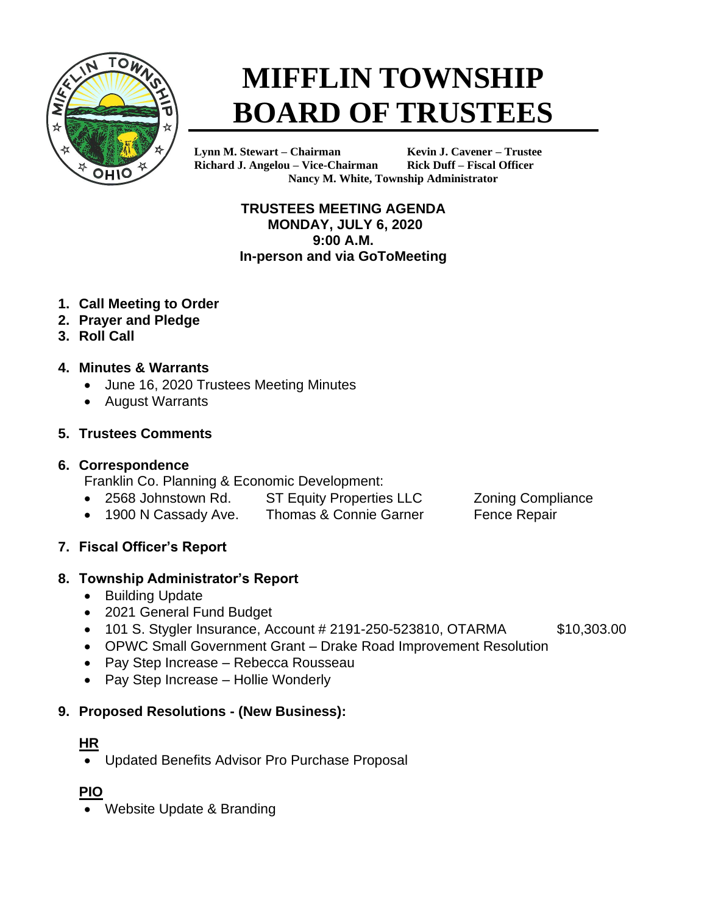# MIFFLIN TOWNSHIP BOARD OF TRUSTEES

**Lynn M. Stewart – Chairman**
**Richard J. Angelou – Vice-Chairman**
**Kevin J. Cavener – Trustee**
**Rick Duff – Fiscal Officer**
**Nancy M. White, Township Administrator**

**TRUSTEES MEETING AGENDA**
**MONDAY, JULY 6, 2020**
**9:00 A.M.**
**In-person and via GoToMeeting**

1. **Call Meeting to Order**
2. **Prayer and Pledge**
3. **Roll Call**

4. **Minutes & Warrants**
   - June 16, 2020 Trustees Meeting Minutes
   - August Warrants

5. **Trustees Comments**

6. **Correspondence**

   Franklin Co. Planning & Economic Development:
   - 2568 Johnstown Rd. ST Equity Properties LLC Zoning Compliance
   - 1900 N Cassady Ave. Thomas & Connie Garner Fence Repair

7. **Fiscal Officer's Report**

8. **Township Administrator's Report**
   - Building Update
   - 2021 General Fund Budget
   - 101 S. Stygler Insurance, Account # 2191-250-523810, OTARMA $10,303.00
   - OPWC Small Government Grant – Drake Road Improvement Resolution
   - Pay Step Increase – Rebecca Rousseau
   - Pay Step Increase – Hollie Wonderly

9. **Proposed Resolutions - (New Business):**

   **HR**
   - Updated Benefits Advisor Pro Purchase Proposal

   **PIO**
   - Website Update & Branding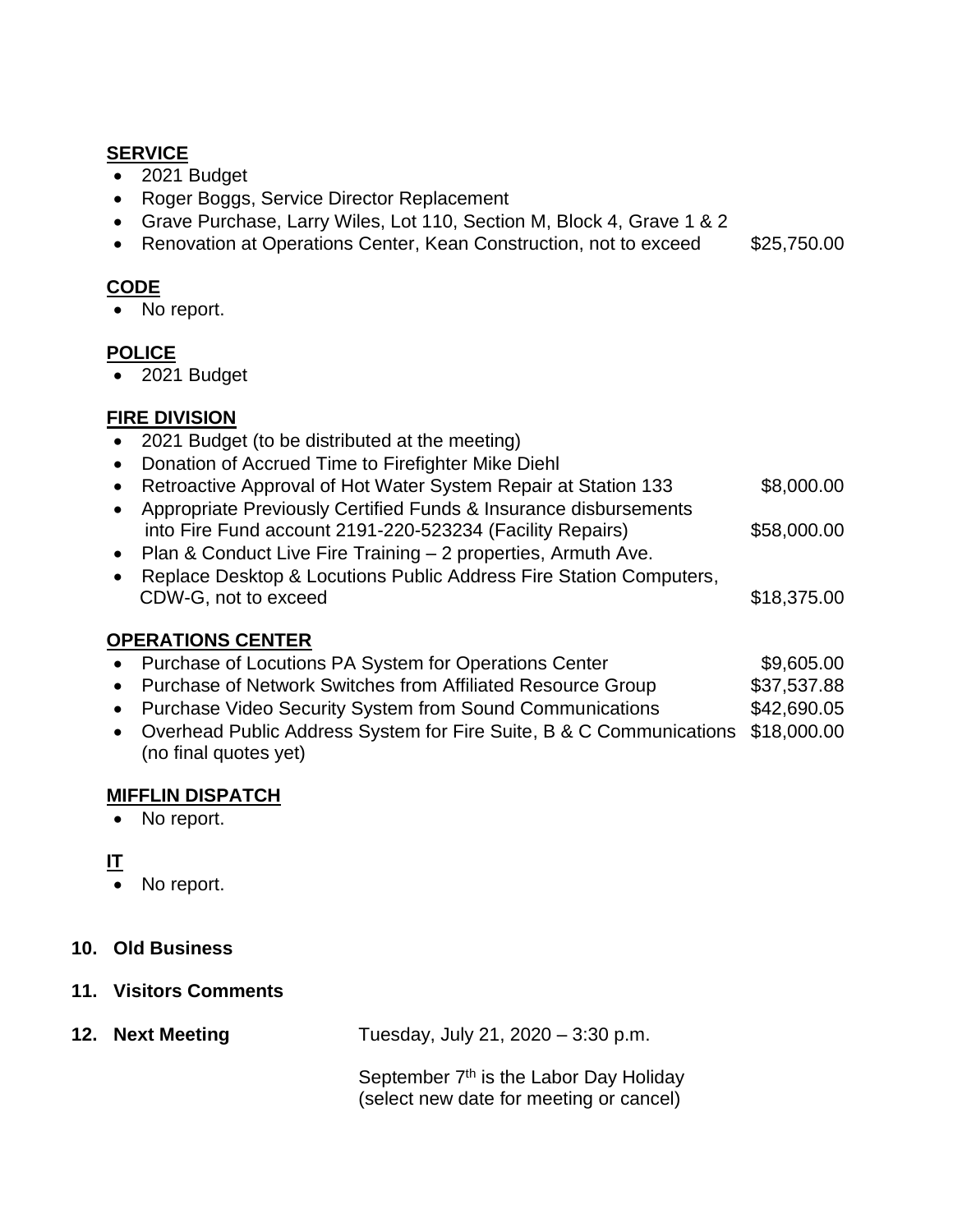**SERVICE**

- 2021 Budget
- Roger Boggs, Service Director Replacement
- Grave Purchase, Larry Wiles, Lot 110, Section M, Block 4, Grave 1 & 2
- Renovation at Operations Center, Kean Construction, not to exceed $25,750.00

**CODE**

- No report.

**POLICE**

- 2021 Budget

**FIRE DIVISION**

- 2021 Budget (to be distributed at the meeting)
- Donation of Accrued Time to Firefighter Mike Diehl
- Retroactive Approval of Hot Water System Repair at Station 133 $8,000.00
- Appropriate Previously Certified Funds & Insurance disbursements into Fire Fund account 2191-220-523234 (Facility Repairs) $58,000.00
- Plan & Conduct Live Fire Training – 2 properties, Armuth Ave.
- Replace Desktop & Locutions Public Address Fire Station Computers, CDW-G, not to exceed $18,375.00

**OPERATIONS CENTER**

- Purchase of Locutions PA System for Operations Center $9,605.00
- Purchase of Network Switches from Affiliated Resource Group $37,537.88
- Purchase Video Security System from Sound Communications $42,690.05
- Overhead Public Address System for Fire Suite, B & C Communications $18,000.00 (no final quotes yet)

**MIFFLIN DISPATCH**

- No report.

**IT**

- No report.

**10. Old Business**

**11. Visitors Comments**

**12. Next Meeting** Tuesday, July 21, 2020 – 3:30 p.m.

September 7th is the Labor Day Holiday (select new date for meeting or cancel)